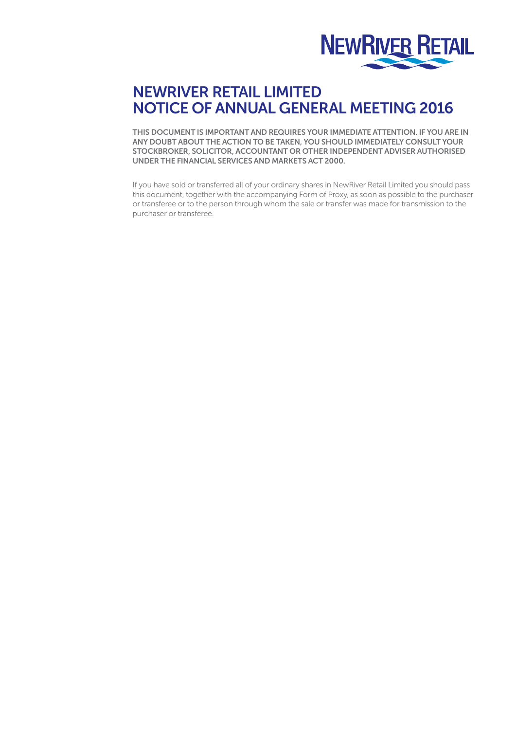# NEWRIVER RETAIL LIMITED
# NOTICE OF ANNUAL GENERAL MEETING 2016

**THIS DOCUMENT IS IMPORTANT AND REQUIRES YOUR IMMEDIATE ATTENTION. IF YOU ARE IN ANY DOUBT ABOUT THE ACTION TO BE TAKEN, YOU SHOULD IMMEDIATELY CONSULT YOUR STOCKBROKER, SOLICITOR, ACCOUNTANT OR OTHER INDEPENDENT ADVISER AUTHORISED UNDER THE FINANCIAL SERVICES AND MARKETS ACT 2000.**

If you have sold or transferred all of your ordinary shares in NewRiver Retail Limited you should pass this document, together with the accompanying Form of Proxy, as soon as possible to the purchaser or transferee or to the person through whom the sale or transfer was made for transmission to the purchaser or transferee.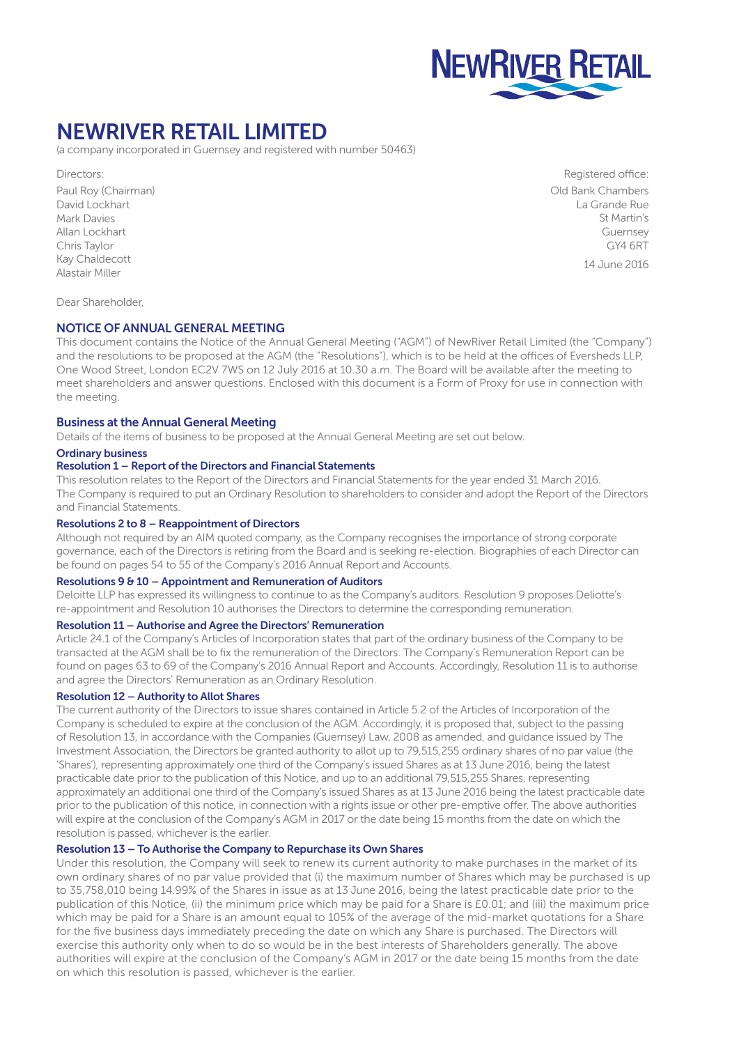# NEWRIVER RETAIL LIMITED

(a company incorporated in Guernsey and registered with number 50463)

Directors:

Paul Roy (Chairman)
David Lockhart
Mark Davies
Allan Lockhart
Chris Taylor
Kay Chaldecott
Alastair Miller

Registered office:

Old Bank Chambers
La Grande Rue
St Martin's
Guernsey
GY4 6RT

14 June 2016

Dear Shareholder,

## NOTICE OF ANNUAL GENERAL MEETING

This document contains the Notice of the Annual General Meeting ("AGM") of NewRiver Retail Limited (the "Company") and the resolutions to be proposed at the AGM (the "Resolutions"), which is to be held at the offices of Eversheds LLP, One Wood Street, London EC2V 7WS on 12 July 2016 at 10.30 a.m. The Board will be available after the meeting to meet shareholders and answer questions. Enclosed with this document is a Form of Proxy for use in connection with the meeting.

### Business at the Annual General Meeting

Details of the items of business to be proposed at the Annual General Meeting are set out below.

#### Ordinary business

#### Resolution 1 – Report of the Directors and Financial Statements

This resolution relates to the Report of the Directors and Financial Statements for the year ended 31 March 2016. The Company is required to put an Ordinary Resolution to shareholders to consider and adopt the Report of the Directors and Financial Statements.

#### Resolutions 2 to 8 – Reappointment of Directors

Although not required by an AIM quoted company, as the Company recognises the importance of strong corporate governance, each of the Directors is retiring from the Board and is seeking re-election. Biographies of each Director can be found on pages 54 to 55 of the Company's 2016 Annual Report and Accounts.

#### Resolutions 9 & 10 – Appointment and Remuneration of Auditors

Deloitte LLP has expressed its willingness to continue to as the Company's auditors. Resolution 9 proposes Deloitte's re-appointment and Resolution 10 authorises the Directors to determine the corresponding remuneration.

#### Resolution 11 – Authorise and Agree the Directors' Remuneration

Article 24.1 of the Company's Articles of Incorporation states that part of the ordinary business of the Company to be transacted at the AGM shall be to fix the remuneration of the Directors. The Company's Remuneration Report can be found on pages 63 to 69 of the Company's 2016 Annual Report and Accounts. Accordingly, Resolution 11 is to authorise and agree the Directors' Remuneration as an Ordinary Resolution.

#### Resolution 12 – Authority to Allot Shares

The current authority of the Directors to issue shares contained in Article 5.2 of the Articles of Incorporation of the Company is scheduled to expire at the conclusion of the AGM. Accordingly, it is proposed that, subject to the passing of Resolution 13, in accordance with the Companies (Guernsey) Law, 2008 as amended, and guidance issued by The Investment Association, the Directors be granted authority to allot up to 79,515,255 ordinary shares of no par value (the 'Shares'), representing approximately one third of the Company's issued Shares as at 13 June 2016, being the latest practicable date prior to the publication of this Notice, and up to an additional 79,515,255 Shares, representing approximately an additional one third of the Company's issued Shares as at 13 June 2016 being the latest practicable date prior to the publication of this notice, in connection with a rights issue or other pre-emptive offer. The above authorities will expire at the conclusion of the Company's AGM in 2017 or the date being 15 months from the date on which the resolution is passed, whichever is the earlier.

#### Resolution 13 – To Authorise the Company to Repurchase its Own Shares

Under this resolution, the Company will seek to renew its current authority to make purchases in the market of its own ordinary shares of no par value provided that (i) the maximum number of Shares which may be purchased is up to 35,758,010 being 14.99% of the Shares in issue as at 13 June 2016, being the latest practicable date prior to the publication of this Notice, (ii) the minimum price which may be paid for a Share is £0.01; and (iii) the maximum price which may be paid for a Share is an amount equal to 105% of the average of the mid-market quotations for a Share for the five business days immediately preceding the date on which any Share is purchased. The Directors will exercise this authority only when to do so would be in the best interests of Shareholders generally. The above authorities will expire at the conclusion of the Company's AGM in 2017 or the date being 15 months from the date on which this resolution is passed, whichever is the earlier.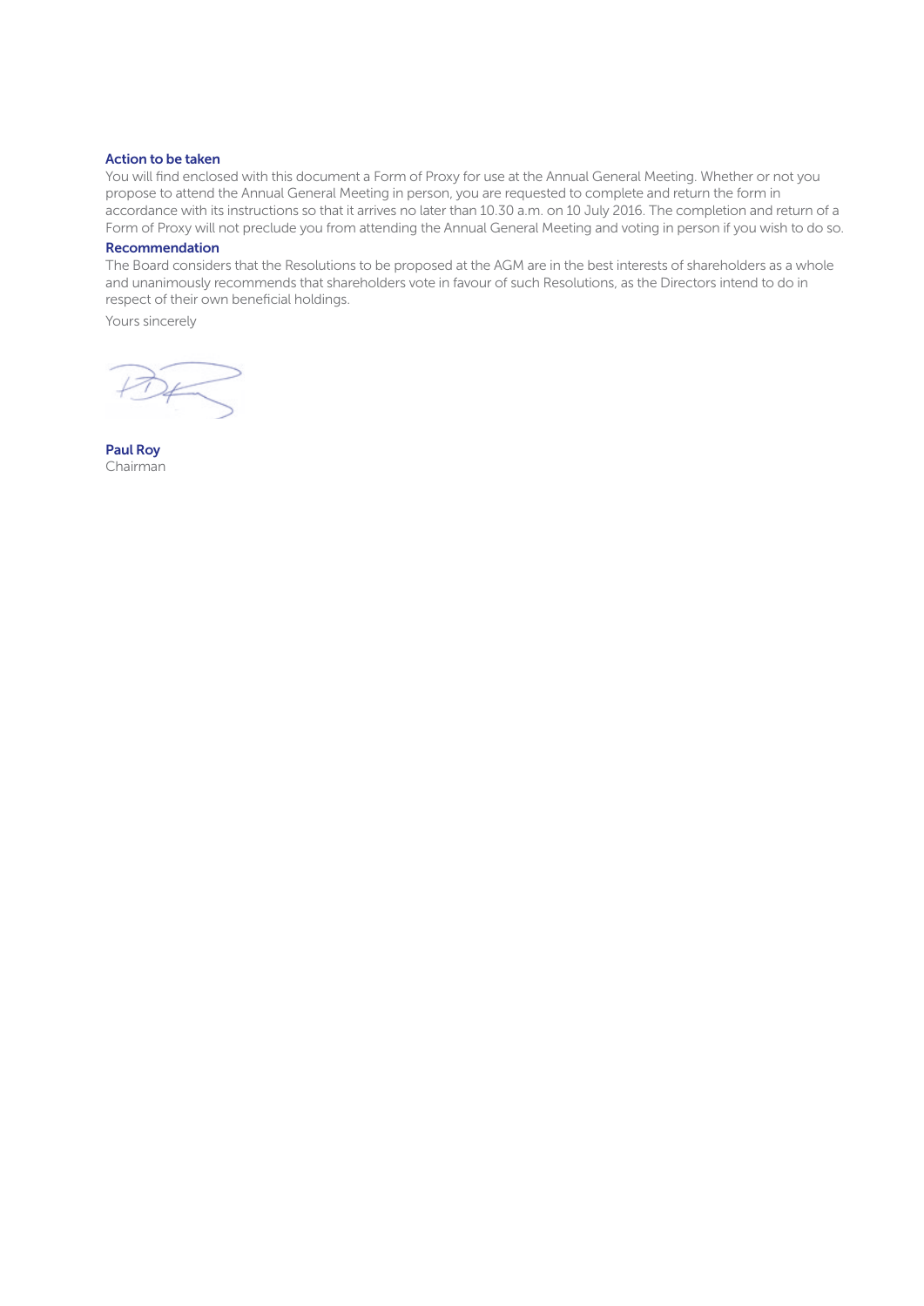### Action to be taken

You will find enclosed with this document a Form of Proxy for use at the Annual General Meeting. Whether or not you propose to attend the Annual General Meeting in person, you are requested to complete and return the form in accordance with its instructions so that it arrives no later than 10.30 a.m. on 10 July 2016. The completion and return of a Form of Proxy will not preclude you from attending the Annual General Meeting and voting in person if you wish to do so.

### Recommendation

The Board considers that the Resolutions to be proposed at the AGM are in the best interests of shareholders as a whole and unanimously recommends that shareholders vote in favour of such Resolutions, as the Directors intend to do in respect of their own beneficial holdings.

Yours sincerely

**Paul Roy**
Chairman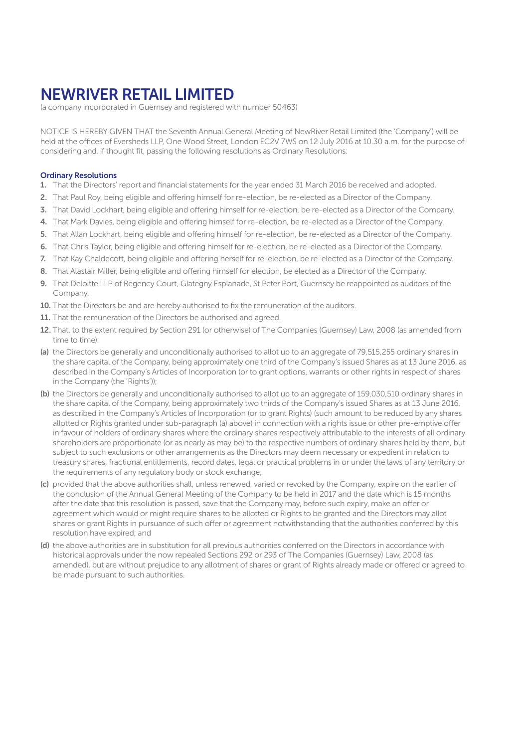# NEWRIVER RETAIL LIMITED

(a company incorporated in Guernsey and registered with number 50463)

NOTICE IS HEREBY GIVEN THAT the Seventh Annual General Meeting of NewRiver Retail Limited (the 'Company') will be held at the offices of Eversheds LLP, One Wood Street, London EC2V 7WS on 12 July 2016 at 10.30 a.m. for the purpose of considering and, if thought fit, passing the following resolutions as Ordinary Resolutions:

### Ordinary Resolutions

1. That the Directors' report and financial statements for the year ended 31 March 2016 be received and adopted.
2. That Paul Roy, being eligible and offering himself for re-election, be re-elected as a Director of the Company.
3. That David Lockhart, being eligible and offering himself for re-election, be re-elected as a Director of the Company.
4. That Mark Davies, being eligible and offering himself for re-election, be re-elected as a Director of the Company.
5. That Allan Lockhart, being eligible and offering himself for re-election, be re-elected as a Director of the Company.
6. That Chris Taylor, being eligible and offering himself for re-election, be re-elected as a Director of the Company.
7. That Kay Chaldecott, being eligible and offering herself for re-election, be re-elected as a Director of the Company.
8. That Alastair Miller, being eligible and offering himself for election, be elected as a Director of the Company.
9. That Deloitte LLP of Regency Court, Glategny Esplanade, St Peter Port, Guernsey be reappointed as auditors of the Company.
10. That the Directors be and are hereby authorised to fix the remuneration of the auditors.
11. That the remuneration of the Directors be authorised and agreed.
12. That, to the extent required by Section 291 (or otherwise) of The Companies (Guernsey) Law, 2008 (as amended from time to time):

**(a)** the Directors be generally and unconditionally authorised to allot up to an aggregate of 79,515,255 ordinary shares in the share capital of the Company, being approximately one third of the Company's issued Shares as at 13 June 2016, as described in the Company's Articles of Incorporation (or to grant options, warrants or other rights in respect of shares in the Company (the 'Rights'));

**(b)** the Directors be generally and unconditionally authorised to allot up to an aggregate of 159,030,510 ordinary shares in the share capital of the Company, being approximately two thirds of the Company's issued Shares as at 13 June 2016, as described in the Company's Articles of Incorporation (or to grant Rights) (such amount to be reduced by any shares allotted or Rights granted under sub-paragraph (a) above) in connection with a rights issue or other pre-emptive offer in favour of holders of ordinary shares where the ordinary shares respectively attributable to the interests of all ordinary shareholders are proportionate (or as nearly as may be) to the respective numbers of ordinary shares held by them, but subject to such exclusions or other arrangements as the Directors may deem necessary or expedient in relation to treasury shares, fractional entitlements, record dates, legal or practical problems in or under the laws of any territory or the requirements of any regulatory body or stock exchange;

**(c)** provided that the above authorities shall, unless renewed, varied or revoked by the Company, expire on the earlier of the conclusion of the Annual General Meeting of the Company to be held in 2017 and the date which is 15 months after the date that this resolution is passed, save that the Company may, before such expiry, make an offer or agreement which would or might require shares to be allotted or Rights to be granted and the Directors may allot shares or grant Rights in pursuance of such offer or agreement notwithstanding that the authorities conferred by this resolution have expired; and

**(d)** the above authorities are in substitution for all previous authorities conferred on the Directors in accordance with historical approvals under the now repealed Sections 292 or 293 of The Companies (Guernsey) Law, 2008 (as amended), but are without prejudice to any allotment of shares or grant of Rights already made or offered or agreed to be made pursuant to such authorities.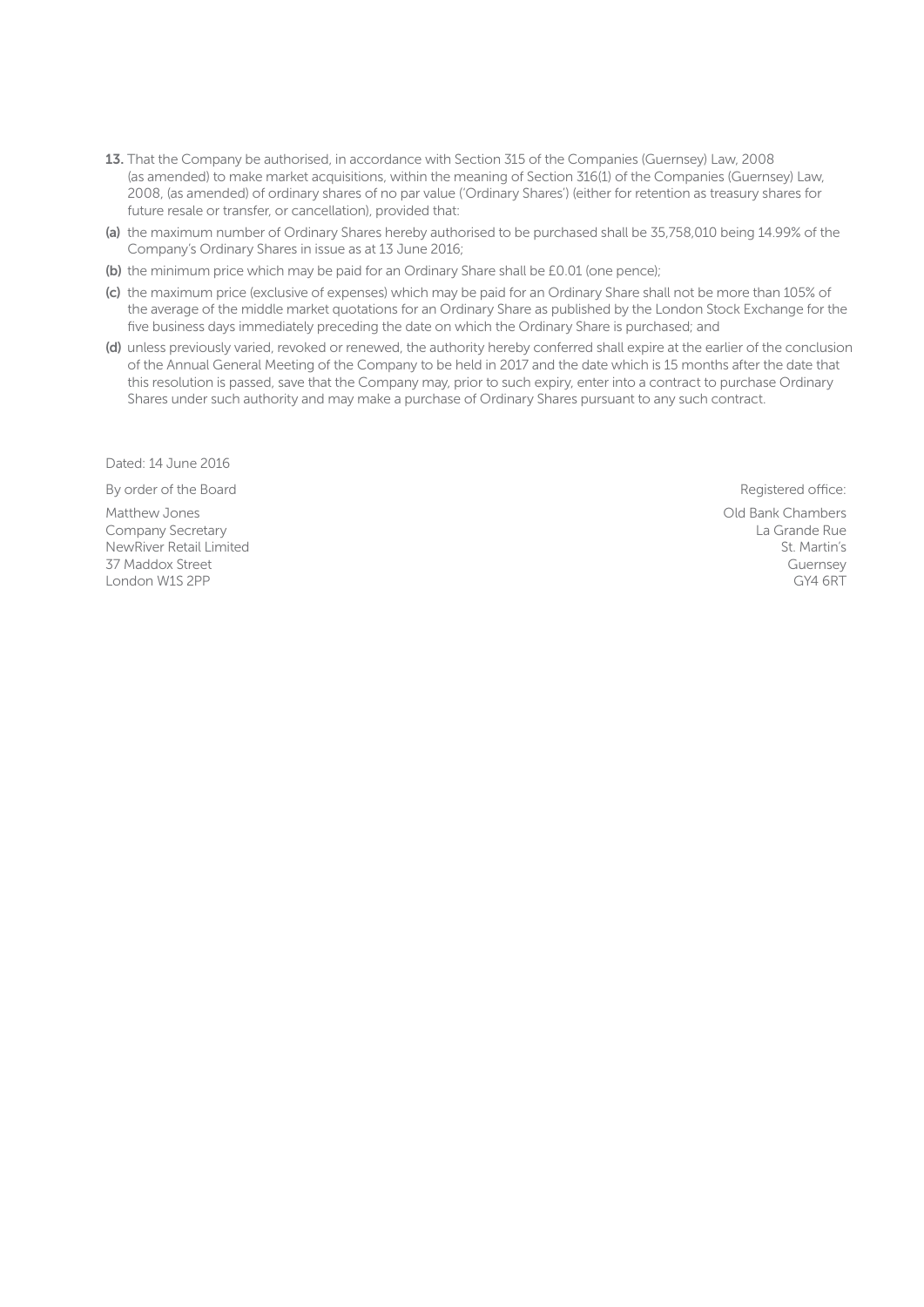**13.** That the Company be authorised, in accordance with Section 315 of the Companies (Guernsey) Law, 2008 (as amended) to make market acquisitions, within the meaning of Section 316(1) of the Companies (Guernsey) Law, 2008, (as amended) of ordinary shares of no par value ('Ordinary Shares') (either for retention as treasury shares for future resale or transfer, or cancellation), provided that:

**(a)** the maximum number of Ordinary Shares hereby authorised to be purchased shall be 35,758,010 being 14.99% of the Company's Ordinary Shares in issue as at 13 June 2016;

**(b)** the minimum price which may be paid for an Ordinary Share shall be £0.01 (one pence);

**(c)** the maximum price (exclusive of expenses) which may be paid for an Ordinary Share shall not be more than 105% of the average of the middle market quotations for an Ordinary Share as published by the London Stock Exchange for the five business days immediately preceding the date on which the Ordinary Share is purchased; and

**(d)** unless previously varied, revoked or renewed, the authority hereby conferred shall expire at the earlier of the conclusion of the Annual General Meeting of the Company to be held in 2017 and the date which is 15 months after the date that this resolution is passed, save that the Company may, prior to such expiry, enter into a contract to purchase Ordinary Shares under such authority and may make a purchase of Ordinary Shares pursuant to any such contract.

Dated: 14 June 2016

By order of the Board

Matthew Jones
Company Secretary
NewRiver Retail Limited
37 Maddox Street
London W1S 2PP

Registered office:

Old Bank Chambers
La Grande Rue
St. Martin's
Guernsey
GY4 6RT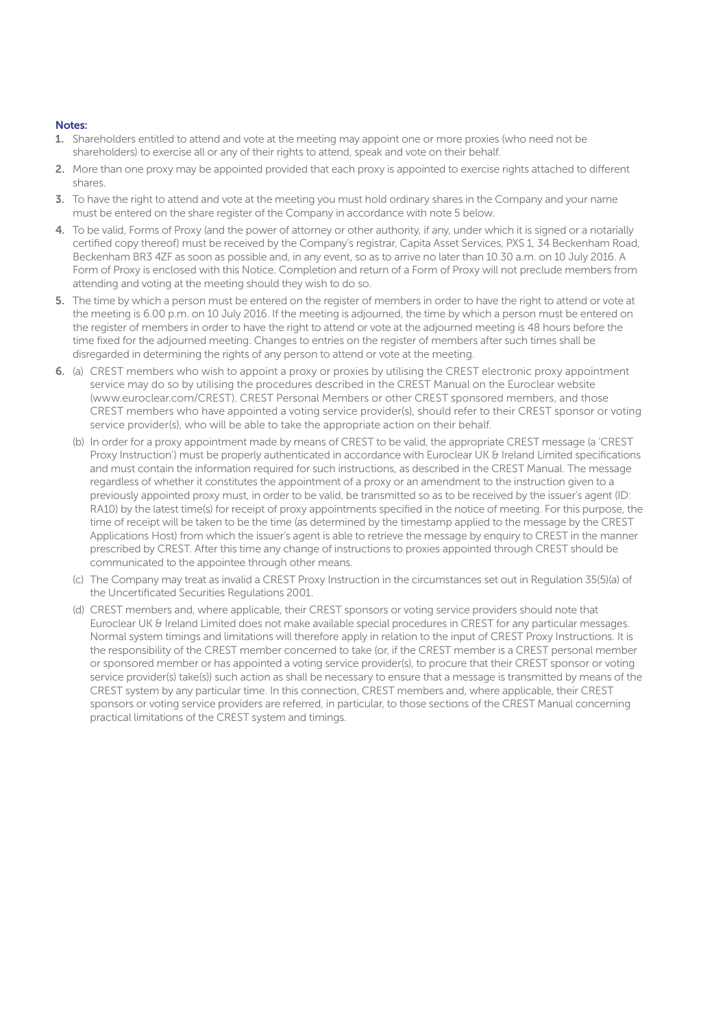**Notes:**

1. Shareholders entitled to attend and vote at the meeting may appoint one or more proxies (who need not be shareholders) to exercise all or any of their rights to attend, speak and vote on their behalf.
2. More than one proxy may be appointed provided that each proxy is appointed to exercise rights attached to different shares.
3. To have the right to attend and vote at the meeting you must hold ordinary shares in the Company and your name must be entered on the share register of the Company in accordance with note 5 below.
4. To be valid, Forms of Proxy (and the power of attorney or other authority, if any, under which it is signed or a notarially certified copy thereof) must be received by the Company's registrar, Capita Asset Services, PXS 1, 34 Beckenham Road, Beckenham BR3 4ZF as soon as possible and, in any event, so as to arrive no later than 10.30 a.m. on 10 July 2016. A Form of Proxy is enclosed with this Notice. Completion and return of a Form of Proxy will not preclude members from attending and voting at the meeting should they wish to do so.
5. The time by which a person must be entered on the register of members in order to have the right to attend or vote at the meeting is 6.00 p.m. on 10 July 2016. If the meeting is adjourned, the time by which a person must be entered on the register of members in order to have the right to attend or vote at the adjourned meeting is 48 hours before the time fixed for the adjourned meeting. Changes to entries on the register of members after such times shall be disregarded in determining the rights of any person to attend or vote at the meeting.
6. (a) CREST members who wish to appoint a proxy or proxies by utilising the CREST electronic proxy appointment service may do so by utilising the procedures described in the CREST Manual on the Euroclear website (www.euroclear.com/CREST). CREST Personal Members or other CREST sponsored members, and those CREST members who have appointed a voting service provider(s), should refer to their CREST sponsor or voting service provider(s), who will be able to take the appropriate action on their behalf.

   (b) In order for a proxy appointment made by means of CREST to be valid, the appropriate CREST message (a 'CREST Proxy Instruction') must be properly authenticated in accordance with Euroclear UK & Ireland Limited specifications and must contain the information required for such instructions, as described in the CREST Manual. The message regardless of whether it constitutes the appointment of a proxy or an amendment to the instruction given to a previously appointed proxy must, in order to be valid, be transmitted so as to be received by the issuer's agent (ID: RA10) by the latest time(s) for receipt of proxy appointments specified in the notice of meeting. For this purpose, the time of receipt will be taken to be the time (as determined by the timestamp applied to the message by the CREST Applications Host) from which the issuer's agent is able to retrieve the message by enquiry to CREST in the manner prescribed by CREST. After this time any change of instructions to proxies appointed through CREST should be communicated to the appointee through other means.

   (c) The Company may treat as invalid a CREST Proxy Instruction in the circumstances set out in Regulation 35(5)(a) of the Uncertificated Securities Regulations 2001.

   (d) CREST members and, where applicable, their CREST sponsors or voting service providers should note that Euroclear UK & Ireland Limited does not make available special procedures in CREST for any particular messages. Normal system timings and limitations will therefore apply in relation to the input of CREST Proxy Instructions. It is the responsibility of the CREST member concerned to take (or, if the CREST member is a CREST personal member or sponsored member or has appointed a voting service provider(s), to procure that their CREST sponsor or voting service provider(s) take(s)) such action as shall be necessary to ensure that a message is transmitted by means of the CREST system by any particular time. In this connection, CREST members and, where applicable, their CREST sponsors or voting service providers are referred, in particular, to those sections of the CREST Manual concerning practical limitations of the CREST system and timings.